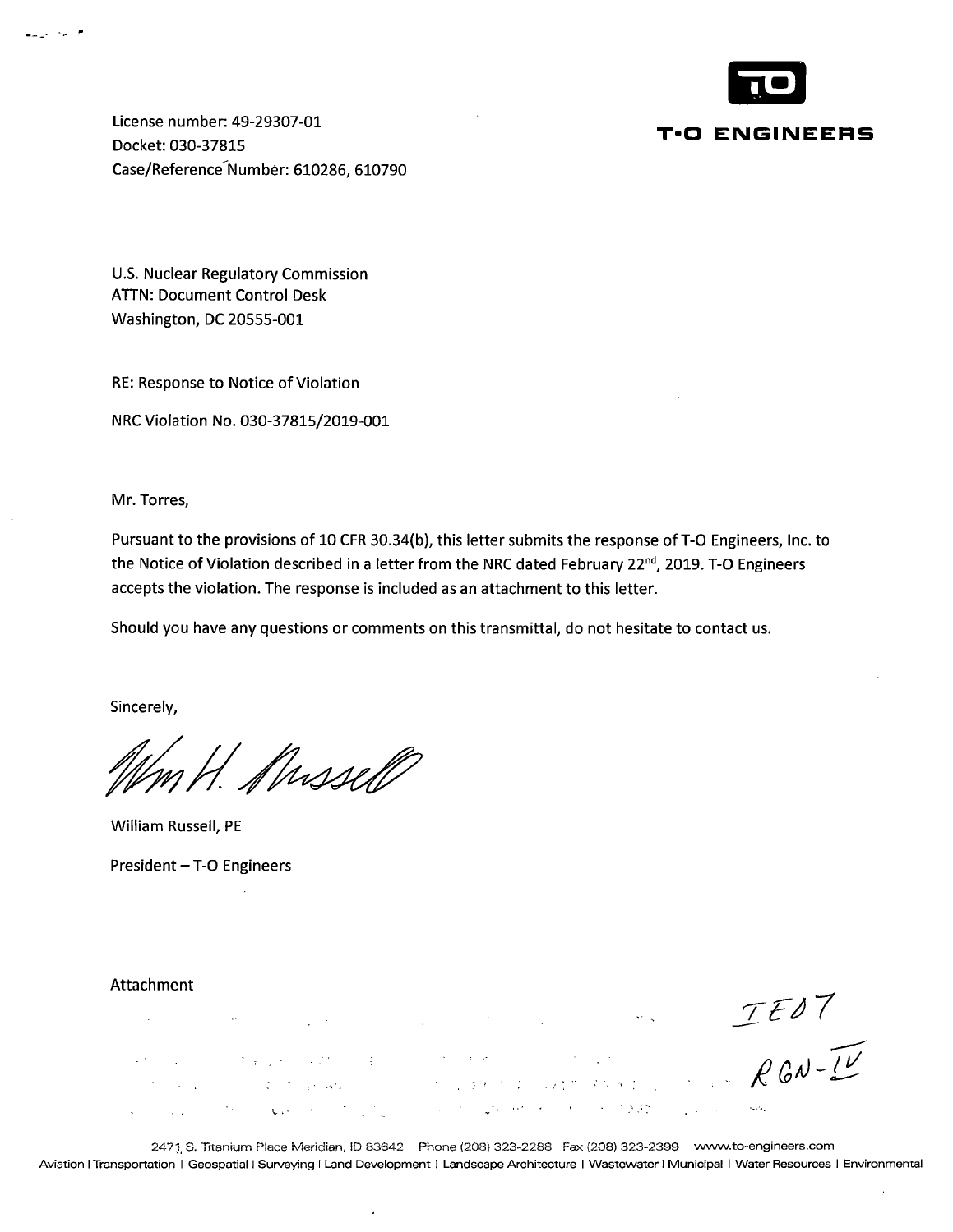**T-O ENGINEERS**

License number: 49-29307-01
Docket: 030-37815
Case/Reference Number: 610286, 610790

U.S. Nuclear Regulatory Commission
ATTN: Document Control Desk
Washington, DC 20555-001

RE: Response to Notice of Violation

NRC Violation No. 030-37815/2019-001

Mr. Torres,

Pursuant to the provisions of 10 CFR 30.34(b), this letter submits the response of T-O Engineers, Inc. to the Notice of Violation described in a letter from the NRC dated February 22nd, 2019. T-O Engineers accepts the violation. The response is included as an attachment to this letter.

Should you have any questions or comments on this transmittal, do not hesitate to contact us.

Sincerely,

Wm H. Russell

William Russell, PE

President – T-O Engineers

Attachment

IE07
RGN-IV

2471 S. Titanium Place Meridian, ID 83642 Phone (208) 323-2288 Fax (208) 323-2399 www.to-engineers.com
Aviation | Transportation | Geospatial | Surveying | Land Development | Landscape Architecture | Wastewater | Municipal | Water Resources | Environmental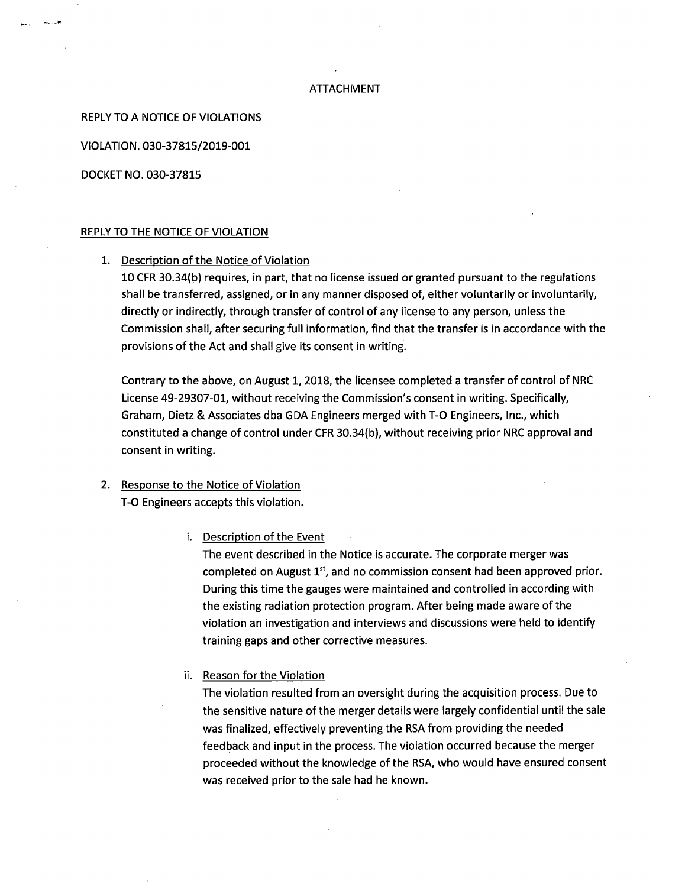ATTACHMENT

REPLY TO A NOTICE OF VIOLATIONS

VIOLATION. 030-37815/2019-001

DOCKET NO. 030-37815

## REPLY TO THE NOTICE OF VIOLATION

1. Description of the Notice of Violation

   10 CFR 30.34(b) requires, in part, that no license issued or granted pursuant to the regulations shall be transferred, assigned, or in any manner disposed of, either voluntarily or involuntarily, directly or indirectly, through transfer of control of any license to any person, unless the Commission shall, after securing full information, find that the transfer is in accordance with the provisions of the Act and shall give its consent in writing.

   Contrary to the above, on August 1, 2018, the licensee completed a transfer of control of NRC License 49-29307-01, without receiving the Commission's consent in writing. Specifically, Graham, Dietz & Associates dba GDA Engineers merged with T-O Engineers, Inc., which constituted a change of control under CFR 30.34(b), without receiving prior NRC approval and consent in writing.

2. Response to the Notice of Violation

   T-O Engineers accepts this violation.

   i. Description of the Event

      The event described in the Notice is accurate. The corporate merger was completed on August 1st, and no commission consent had been approved prior. During this time the gauges were maintained and controlled in according with the existing radiation protection program. After being made aware of the violation an investigation and interviews and discussions were held to identify training gaps and other corrective measures.

   ii. Reason for the Violation

      The violation resulted from an oversight during the acquisition process. Due to the sensitive nature of the merger details were largely confidential until the sale was finalized, effectively preventing the RSA from providing the needed feedback and input in the process. The violation occurred because the merger proceeded without the knowledge of the RSA, who would have ensured consent was received prior to the sale had he known.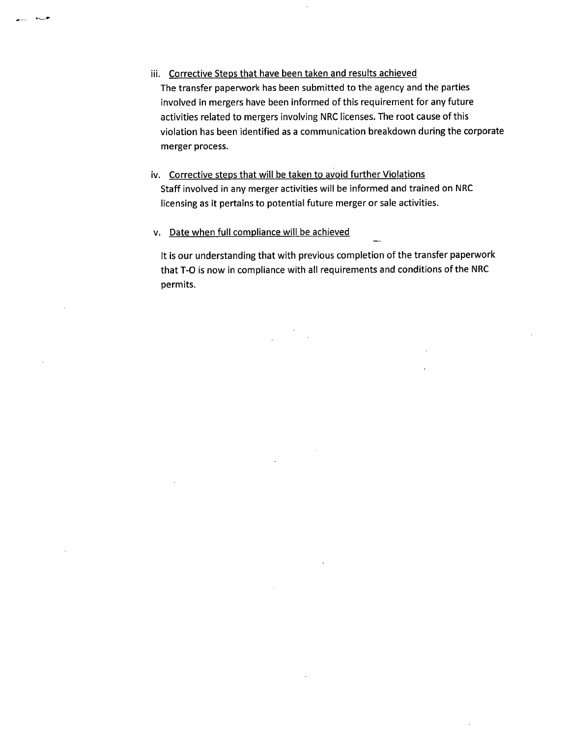iii. Corrective Steps that have been taken and results achieved

The transfer paperwork has been submitted to the agency and the parties involved in mergers have been informed of this requirement for any future activities related to mergers involving NRC licenses. The root cause of this violation has been identified as a communication breakdown during the corporate merger process.

iv. Corrective steps that will be taken to avoid further Violations

Staff involved in any merger activities will be informed and trained on NRC licensing as it pertains to potential future merger or sale activities.

v. Date when full compliance will be achieved

It is our understanding that with previous completion of the transfer paperwork that T-O is now in compliance with all requirements and conditions of the NRC permits.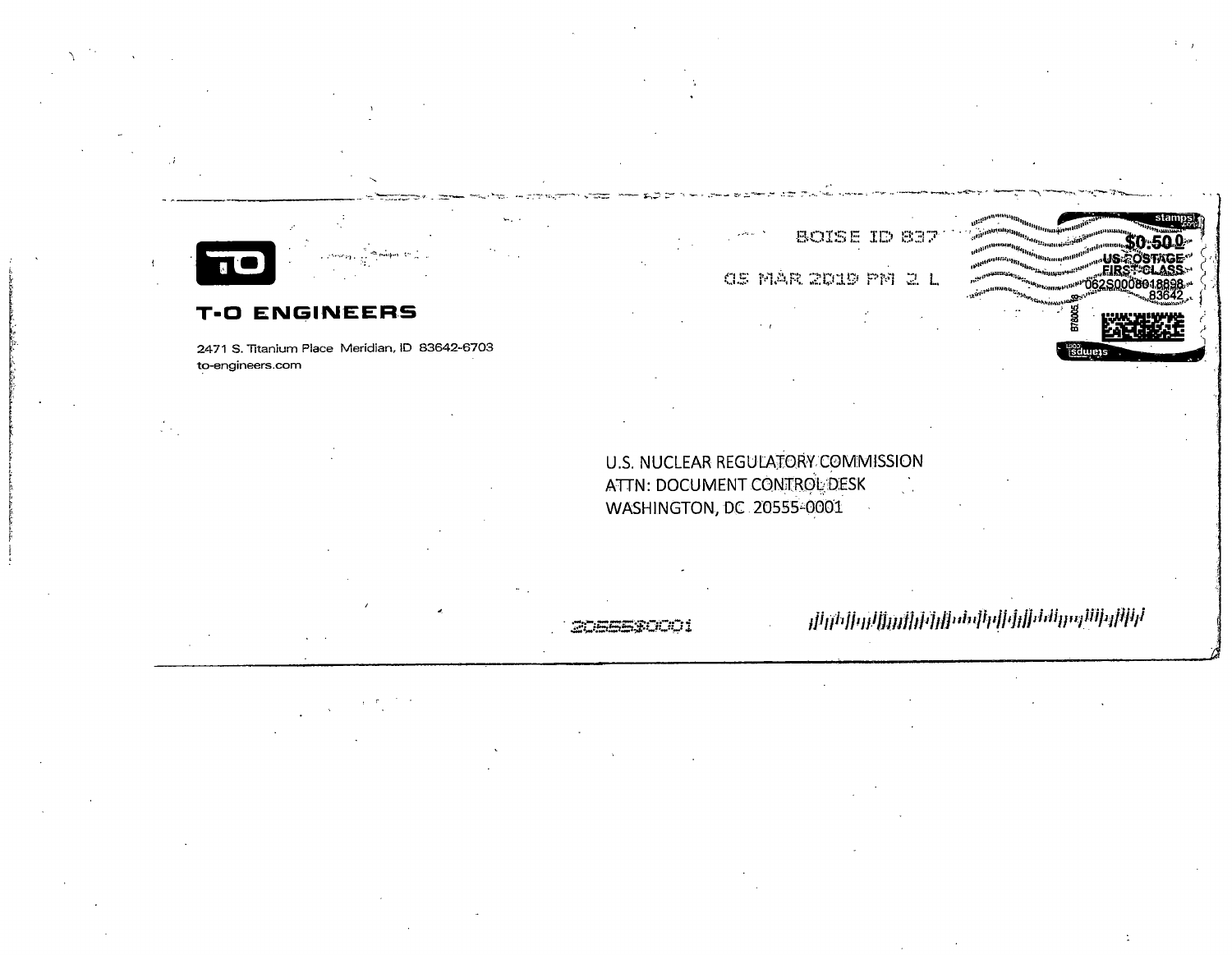T-O ENGINEERS

2471 S. Titanium Place Meridian, ID 83642-6703
to-engineers.com

BOISE ID 837

05 MAR 2019 PM 2 L

stamps.com
$0.50
US POSTAGE
FIRST-CLASS
062S0008018898
83642

U.S. NUCLEAR REGULATORY COMMISSION
ATTN: DOCUMENT CONTROL DESK
WASHINGTON, DC 20555-0001

20555$0001